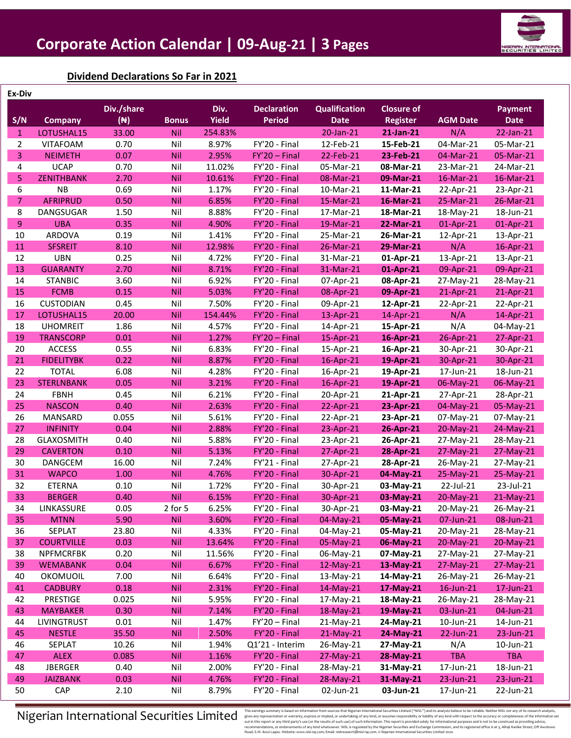# Corporate Action Calendar | 09-Aug-21 | 3 Pages

## Dividend Declarations So Far in 2021

**Ex-Div**

| S/N | Company | Div./share (₦) | Bonus | Div. Yield | Declaration Period | Qualification Date | Closure of Register | AGM Date | Payment Date |
|---|---|---|---|---|---|---|---|---|---|
| 1 | LOTUSHAL15 | 33.00 | Nil | 254.83% | | 20-Jan-21 | **21-Jan-21** | N/A | 22-Jan-21 |
| 2 | VITAFOAM | 0.70 | Nil | 8.97% | FY'20 - Final | 12-Feb-21 | **15-Feb-21** | 04-Mar-21 | 05-Mar-21 |
| 3 | NEIMETH | 0.07 | Nil | 2.95% | FY'20 – Final | 22-Feb-21 | **23-Feb-21** | 04-Mar-21 | 05-Mar-21 |
| 4 | UCAP | 0.70 | Nil | 11.02% | FY'20 - Final | 05-Mar-21 | **08-Mar-21** | 23-Mar-21 | 24-Mar-21 |
| 5 | ZENITHBANK | 2.70 | Nil | 10.61% | FY'20 - Final | 08-Mar-21 | **09-Mar-21** | 16-Mar-21 | 16-Mar-21 |
| 6 | NB | 0.69 | Nil | 1.17% | FY'20 - Final | 10-Mar-21 | **11-Mar-21** | 22-Apr-21 | 23-Apr-21 |
| 7 | AFRIPRUD | 0.50 | Nil | 6.85% | FY'20 - Final | 15-Mar-21 | **16-Mar-21** | 25-Mar-21 | 26-Mar-21 |
| 8 | DANGSUGAR | 1.50 | Nil | 8.88% | FY'20 - Final | 17-Mar-21 | **18-Mar-21** | 18-May-21 | 18-Jun-21 |
| 9 | UBA | 0.35 | Nil | 4.90% | FY'20 - Final | 19-Mar-21 | **22-Mar-21** | 01-Apr-21 | 01-Apr-21 |
| 10 | ARDOVA | 0.19 | Nil | 1.41% | FY'20 - Final | 25-Mar-21 | **26-Mar-21** | 12-Apr-21 | 13-Apr-21 |
| 11 | SFSREIT | 8.10 | Nil | 12.98% | FY'20 - Final | 26-Mar-21 | **29-Mar-21** | N/A | 16-Apr-21 |
| 12 | UBN | 0.25 | Nil | 4.72% | FY'20 - Final | 31-Mar-21 | **01-Apr-21** | 13-Apr-21 | 13-Apr-21 |
| 13 | GUARANTY | 2.70 | Nil | 8.71% | FY'20 - Final | 31-Mar-21 | **01-Apr-21** | 09-Apr-21 | 09-Apr-21 |
| 14 | STANBIC | 3.60 | Nil | 6.92% | FY'20 - Final | 07-Apr-21 | **08-Apr-21** | 27-May-21 | 28-May-21 |
| 15 | FCMB | 0.15 | Nil | 5.03% | FY'20 - Final | 08-Apr-21 | **09-Apr-21** | 21-Apr-21 | 21-Apr-21 |
| 16 | CUSTODIAN | 0.45 | Nil | 7.50% | FY'20 - Final | 09-Apr-21 | **12-Apr-21** | 22-Apr-21 | 22-Apr-21 |
| 17 | LOTUSHAL15 | 20.00 | Nil | 154.44% | FY'20 - Final | 13-Apr-21 | 14-Apr-21 | N/A | 14-Apr-21 |
| 18 | UHOMREIT | 1.86 | Nil | 4.57% | FY'20 - Final | 14-Apr-21 | **15-Apr-21** | N/A | 04-May-21 |
| 19 | TRANSCORP | 0.01 | Nil | 1.27% | FY'20 – Final | 15-Apr-21 | **16-Apr-21** | 26-Apr-21 | 27-Apr-21 |
| 20 | ACCESS | 0.55 | Nil | 6.83% | FY'20 - Final | 15-Apr-21 | **16-Apr-21** | 30-Apr-21 | 30-Apr-21 |
| 21 | FIDELITYBK | 0.22 | Nil | 8.87% | FY'20 - Final | 16-Apr-21 | **19-Apr-21** | 30-Apr-21 | 30-Apr-21 |
| 22 | TOTAL | 6.08 | Nil | 4.28% | FY'20 - Final | 16-Apr-21 | **19-Apr-21** | 17-Jun-21 | 18-Jun-21 |
| 23 | STERLNBANK | 0.05 | Nil | 3.21% | FY'20 - Final | 16-Apr-21 | **19-Apr-21** | 06-May-21 | 06-May-21 |
| 24 | FBNH | 0.45 | Nil | 6.21% | FY'20 - Final | 20-Apr-21 | **21-Apr-21** | 27-Apr-21 | 28-Apr-21 |
| 25 | NASCON | 0.40 | Nil | 2.63% | FY'20 - Final | 22-Apr-21 | **23-Apr-21** | 04-May-21 | 05-May-21 |
| 26 | MANSARD | 0.055 | Nil | 5.61% | FY'20 - Final | 22-Apr-21 | **23-Apr-21** | 07-May-21 | 07-May-21 |
| 27 | INFINITY | 0.04 | Nil | 2.88% | FY'20 - Final | 23-Apr-21 | **26-Apr-21** | 20-May-21 | 24-May-21 |
| 28 | GLAXOSMITH | 0.40 | Nil | 5.88% | FY'20 - Final | 23-Apr-21 | **26-Apr-21** | 27-May-21 | 28-May-21 |
| 29 | CAVERTON | 0.10 | Nil | 5.13% | FY'20 - Final | 27-Apr-21 | **28-Apr-21** | 27-May-21 | 27-May-21 |
| 30 | DANGCEM | 16.00 | Nil | 7.24% | FY'21 - Final | 27-Apr-21 | **28-Apr-21** | 26-May-21 | 27-May-21 |
| 31 | WAPCO | 1.00 | Nil | 4.76% | FY'20 - Final | 30-Apr-21 | **04-May-21** | 25-May-21 | 25-May-21 |
| 32 | ETERNA | 0.10 | Nil | 1.72% | FY'20 - Final | 30-Apr-21 | **03-May-21** | 22-Jul-21 | 23-Jul-21 |
| 33 | BERGER | 0.40 | Nil | 6.15% | FY'20 - Final | 30-Apr-21 | **03-May-21** | 20-May-21 | 21-May-21 |
| 34 | LINKASSURE | 0.05 | 2 for 5 | 6.25% | FY'20 - Final | 30-Apr-21 | **03-May-21** | 20-May-21 | 26-May-21 |
| 35 | MTNN | 5.90 | Nil | 3.60% | FY'20 - Final | 04-May-21 | **05-May-21** | 07-Jun-21 | 08-Jun-21 |
| 36 | SEPLAT | 23.80 | Nil | 4.33% | FY'20 - Final | 04-May-21 | **05-May-21** | 20-May-21 | 28-May-21 |
| 37 | COURTVILLE | 0.03 | Nil | 13.64% | FY'20 - Final | 05-May-21 | **06-May-21** | 20-May-21 | 20-May-21 |
| 38 | NPFMCRFBK | 0.20 | Nil | 11.56% | FY'20 - Final | 06-May-21 | **07-May-21** | 27-May-21 | 27-May-21 |
| 39 | WEMABANK | 0.04 | Nil | 6.67% | FY'20 - Final | 12-May-21 | **13-May-21** | 27-May-21 | 27-May-21 |
| 40 | OKOMUOIL | 7.00 | Nil | 6.64% | FY'20 - Final | 13-May-21 | **14-May-21** | 26-May-21 | 26-May-21 |
| 41 | CADBURY | 0.18 | Nil | 2.31% | FY'20 - Final | 14-May-21 | **17-May-21** | 16-Jun-21 | 17-Jun-21 |
| 42 | PRESTIGE | 0.025 | Nil | 5.95% | FY'20 - Final | 17-May-21 | **18-May-21** | 26-May-21 | 28-May-21 |
| 43 | MAYBAKER | 0.30 | Nil | 7.14% | FY'20 - Final | 18-May-21 | **19-May-21** | 03-Jun-21 | 04-Jun-21 |
| 44 | LIVINGTRUST | 0.01 | Nil | 1.47% | FY'20 – Final | 21-May-21 | **24-May-21** | 10-Jun-21 | 14-Jun-21 |
| 45 | NESTLE | 35.50 | Nil | 2.50% | FY'20 - Final | 21-May-21 | **24-May-21** | 22-Jun-21 | 23-Jun-21 |
| 46 | SEPLAT | 10.26 | Nil | 1.94% | Q1'21 - Interim | 26-May-21 | **27-May-21** | N/A | 10-Jun-21 |
| 47 | ALEX | 0.085 | Nil | 1.16% | FY'20 - Final | 27-May-21 | **28-May-21** | TBA | TBA |
| 48 | JBERGER | 0.40 | Nil | 2.00% | FY'20 - Final | 28-May-21 | **31-May-21** | 17-Jun-21 | 18-Jun-21 |
| 49 | JAIZBANK | 0.03 | Nil | 4.76% | FY'20 - Final | 28-May-21 | **31-May-21** | 23-Jun-21 | 23-Jun-21 |
| 50 | CAP | 2.10 | Nil | 8.79% | FY'20 - Final | 02-Jun-21 | **03-Jun-21** | 17-Jun-21 | 22-Jun-21 |

Nigerian International Securities Limited

This earnings summary is based on information from sources that Nigerian International Securities Limited ("NISL") and its analysts believe to be reliable. Neither NISL nor any of its research analysts, gives any representation or warranty, express or implied, or undertaking of any kind, or assumes responsibility or liability of any kind with respect to the accuracy or completeness of the information set out in this report or any third party's use (or the results of such use) of such information. This report is provided solely for informational purposes and is not to be construed as providing advice, recommendations, or endorsements of any kind whatsoever. NISL is regulated by the Nigerian Securities and Exchange Commission, and its registered office is at 3, Alhaji Kanike Street, Off Awolowo Road, S.W. Ikoyi Lagos. Website: www.nisl-ng.com; Email: nislresearch@nisl-ng.com. © Nigerian International Securities Limited 2020.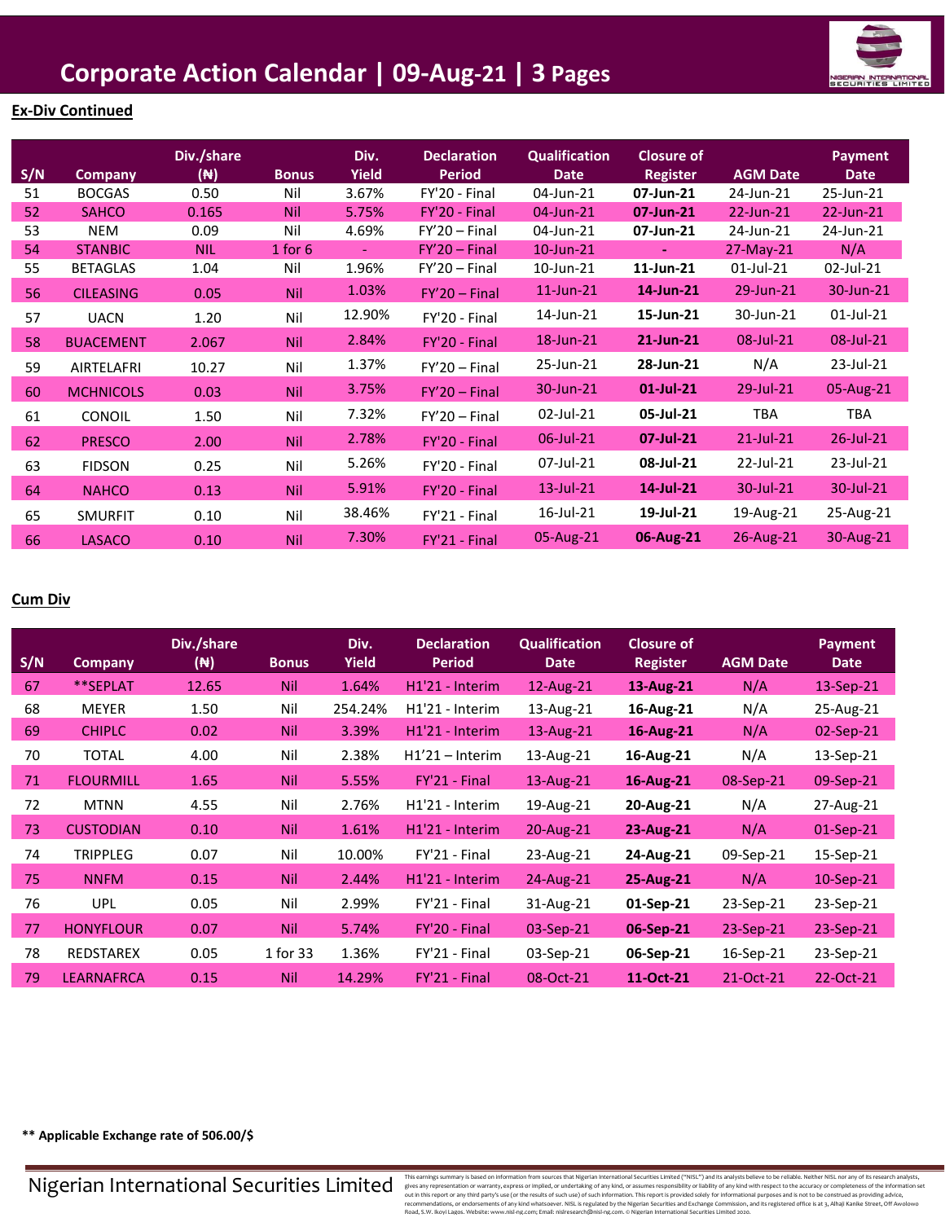# Corporate Action Calendar | 09-Aug-21 | 3 Pages

**Ex-Div Continued**

| S/N | Company | Div./share (₦) | Bonus | Div. Yield | Declaration Period | Qualification Date | Closure of Register | AGM Date | Payment Date |
|---|---|---|---|---|---|---|---|---|---|
| 51 | BOCGAS | 0.50 | Nil | 3.67% | FY'20 - Final | 04-Jun-21 | **07-Jun-21** | 24-Jun-21 | 25-Jun-21 |
| 52 | SAHCO | 0.165 | Nil | 5.75% | FY'20 - Final | 04-Jun-21 | **07-Jun-21** | 22-Jun-21 | 22-Jun-21 |
| 53 | NEM | 0.09 | Nil | 4.69% | FY'20 – Final | 04-Jun-21 | **07-Jun-21** | 24-Jun-21 | 24-Jun-21 |
| 54 | STANBIC | NIL | 1 for 6 | - | FY'20 – Final | 10-Jun-21 | - | 27-May-21 | N/A |
| 55 | BETAGLAS | 1.04 | Nil | 1.96% | FY'20 – Final | 10-Jun-21 | **11-Jun-21** | 01-Jul-21 | 02-Jul-21 |
| 56 | CILEASING | 0.05 | Nil | 1.03% | FY'20 – Final | 11-Jun-21 | **14-Jun-21** | 29-Jun-21 | 30-Jun-21 |
| 57 | UACN | 1.20 | Nil | 12.90% | FY'20 - Final | 14-Jun-21 | **15-Jun-21** | 30-Jun-21 | 01-Jul-21 |
| 58 | BUACEMENT | 2.067 | Nil | 2.84% | FY'20 - Final | 18-Jun-21 | **21-Jun-21** | 08-Jul-21 | 08-Jul-21 |
| 59 | AIRTELAFRI | 10.27 | Nil | 1.37% | FY'20 – Final | 25-Jun-21 | **28-Jun-21** | N/A | 23-Jul-21 |
| 60 | MCHNICOLS | 0.03 | Nil | 3.75% | FY'20 – Final | 30-Jun-21 | **01-Jul-21** | 29-Jul-21 | 05-Aug-21 |
| 61 | CONOIL | 1.50 | Nil | 7.32% | FY'20 – Final | 02-Jul-21 | **05-Jul-21** | TBA | TBA |
| 62 | PRESCO | 2.00 | Nil | 2.78% | FY'20 - Final | 06-Jul-21 | **07-Jul-21** | 21-Jul-21 | 26-Jul-21 |
| 63 | FIDSON | 0.25 | Nil | 5.26% | FY'20 - Final | 07-Jul-21 | **08-Jul-21** | 22-Jul-21 | 23-Jul-21 |
| 64 | NAHCO | 0.13 | Nil | 5.91% | FY'20 - Final | 13-Jul-21 | **14-Jul-21** | 30-Jul-21 | 30-Jul-21 |
| 65 | SMURFIT | 0.10 | Nil | 38.46% | FY'21 - Final | 16-Jul-21 | **19-Jul-21** | 19-Aug-21 | 25-Aug-21 |
| 66 | LASACO | 0.10 | Nil | 7.30% | FY'21 - Final | 05-Aug-21 | **06-Aug-21** | 26-Aug-21 | 30-Aug-21 |

**Cum Div**

| S/N | Company | Div./share (₦) | Bonus | Div. Yield | Declaration Period | Qualification Date | Closure of Register | AGM Date | Payment Date |
|---|---|---|---|---|---|---|---|---|---|
| 67 | **SEPLAT | 12.65 | Nil | 1.64% | H1'21 - Interim | 12-Aug-21 | **13-Aug-21** | N/A | 13-Sep-21 |
| 68 | MEYER | 1.50 | Nil | 254.24% | H1'21 - Interim | 13-Aug-21 | **16-Aug-21** | N/A | 25-Aug-21 |
| 69 | CHIPLC | 0.02 | Nil | 3.39% | H1'21 - Interim | 13-Aug-21 | **16-Aug-21** | N/A | 02-Sep-21 |
| 70 | TOTAL | 4.00 | Nil | 2.38% | H1'21 – Interim | 13-Aug-21 | **16-Aug-21** | N/A | 13-Sep-21 |
| 71 | FLOURMILL | 1.65 | Nil | 5.55% | FY'21 - Final | 13-Aug-21 | **16-Aug-21** | 08-Sep-21 | 09-Sep-21 |
| 72 | MTNN | 4.55 | Nil | 2.76% | H1'21 - Interim | 19-Aug-21 | **20-Aug-21** | N/A | 27-Aug-21 |
| 73 | CUSTODIAN | 0.10 | Nil | 1.61% | H1'21 - Interim | 20-Aug-21 | **23-Aug-21** | N/A | 01-Sep-21 |
| 74 | TRIPPLEG | 0.07 | Nil | 10.00% | FY'21 - Final | 23-Aug-21 | **24-Aug-21** | 09-Sep-21 | 15-Sep-21 |
| 75 | NNFM | 0.15 | Nil | 2.44% | H1'21 - Interim | 24-Aug-21 | **25-Aug-21** | N/A | 10-Sep-21 |
| 76 | UPL | 0.05 | Nil | 2.99% | FY'21 - Final | 31-Aug-21 | **01-Sep-21** | 23-Sep-21 | 23-Sep-21 |
| 77 | HONYFLOUR | 0.07 | Nil | 5.74% | FY'20 - Final | 03-Sep-21 | **06-Sep-21** | 23-Sep-21 | 23-Sep-21 |
| 78 | REDSTAREX | 0.05 | 1 for 33 | 1.36% | FY'21 - Final | 03-Sep-21 | **06-Sep-21** | 16-Sep-21 | 23-Sep-21 |
| 79 | LEARNAFRCA | 0.15 | Nil | 14.29% | FY'21 - Final | 08-Oct-21 | **11-Oct-21** | 21-Oct-21 | 22-Oct-21 |

**** Applicable Exchange rate of 506.00/$**

Nigerian International Securities Limited

This earnings summary is based on information from sources that Nigerian International Securities Limited ("NISL") and its analysts believe to be reliable. Neither NISL nor any of its research analysts, gives any representation or warranty, express or implied, or undertaking of any kind, or assumes responsibility or liability of any kind with respect to the accuracy or completeness of the information set out in this report or any third party's use (or the results of such use) of such information. This report is provided solely for informational purposes and is not to be construed as providing advice, recommendations, or endorsements of any kind whatsoever. NISL is regulated by the Nigerian Securities and Exchange Commission, and its registered office is at 3, Alhaji Kanike Street, Off Awolowo Road, S.W. Ikoyi Lagos. Website: www.nisl-ng.com; Email: nislresearch@nisl-ng.com. © Nigerian International Securities Limited 2020.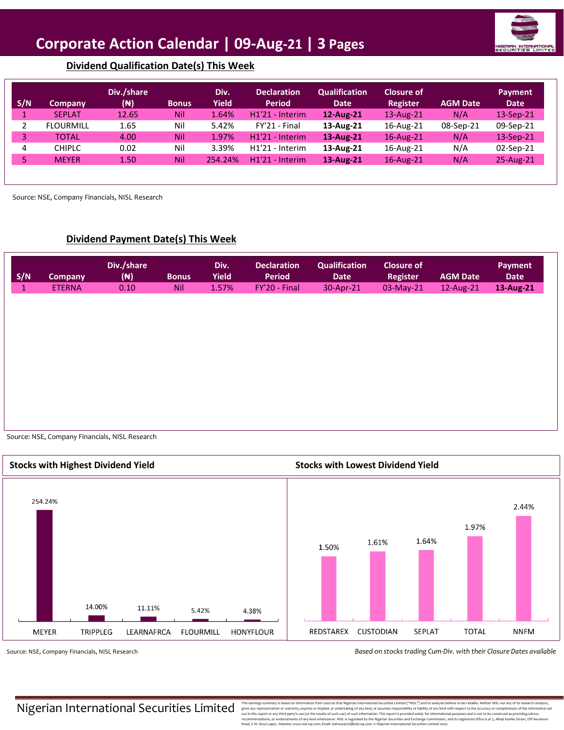# Corporate Action Calendar | 09-Aug-21 | 3 Pages

## Dividend Qualification Date(s) This Week

| S/N | Company | Div./share (₦) | Bonus | Div. Yield | Declaration Period | Qualification Date | Closure of Register | AGM Date | Payment Date |
|---|---|---|---|---|---|---|---|---|---|
| 1 | SEPLAT | 12.65 | Nil | 1.64% | H1'21 - Interim | **12-Aug-21** | 13-Aug-21 | N/A | 13-Sep-21 |
| 2 | FLOURMILL | 1.65 | Nil | 5.42% | FY'21 - Final | **13-Aug-21** | 16-Aug-21 | 08-Sep-21 | 09-Sep-21 |
| 3 | TOTAL | 4.00 | Nil | 1.97% | H1'21 - Interim | **13-Aug-21** | 16-Aug-21 | N/A | 13-Sep-21 |
| 4 | CHIPLC | 0.02 | Nil | 3.39% | H1'21 - Interim | **13-Aug-21** | 16-Aug-21 | N/A | 02-Sep-21 |
| 5 | MEYER | 1.50 | Nil | 254.24% | H1'21 - Interim | **13-Aug-21** | 16-Aug-21 | N/A | 25-Aug-21 |

Source: NSE, Company Financials, NISL Research

## Dividend Payment Date(s) This Week

| S/N | Company | Div./share (₦) | Bonus | Div. Yield | Declaration Period | Qualification Date | Closure of Register | AGM Date | Payment Date |
|---|---|---|---|---|---|---|---|---|---|
| 1 | ETERNA | 0.10 | Nil | 1.57% | FY'20 - Final | 30-Apr-21 | 03-May-21 | 12-Aug-21 | **13-Aug-21** |

Source: NSE, Company Financials, NISL Research

## Stocks with Highest Dividend Yield

254.24%
14.00%
11.11%
5.42%
4.38%

MEYER
TRIPPLEG
LEARNAFRCA
FLOURMILL
HONYFLOUR

## Stocks with Lowest Dividend Yield

1.50%
1.61%
1.64%
1.97%
2.44%

REDSTAREX
CUSTODIAN
SEPLAT
TOTAL
NNFM

Source: NSE, Company Financials, NISL Research

*Based on stocks trading Cum-Div. with their Closure Dates available*

Nigerian International Securities Limited

This earnings summary is based on information from sources that Nigerian International Securities Limited ("NISL") and its analysts believe to be reliable. Neither NISL nor any of its research analysts, gives any representation or warranty, express or implied, or undertaking of any kind, or assumes responsibility or liability of any kind with respect to the accuracy or completeness of the information set out in this report or any third party's use (or the results of such use) of such information. This report is provided solely for informational purposes and is not to be construed as providing advice, recommendations, or endorsements of any kind whatsoever. NISL is regulated by the Nigerian Securities and Exchange Commission, and its registered office is at 3, Alhaji Kanike Street, Off Awolowo Road, S.W. Ikoyi Lagos. Website: www.nisl-ng.com; Email: nislresearch@nisl-ng.com. © Nigerian International Securities Limited 2020.